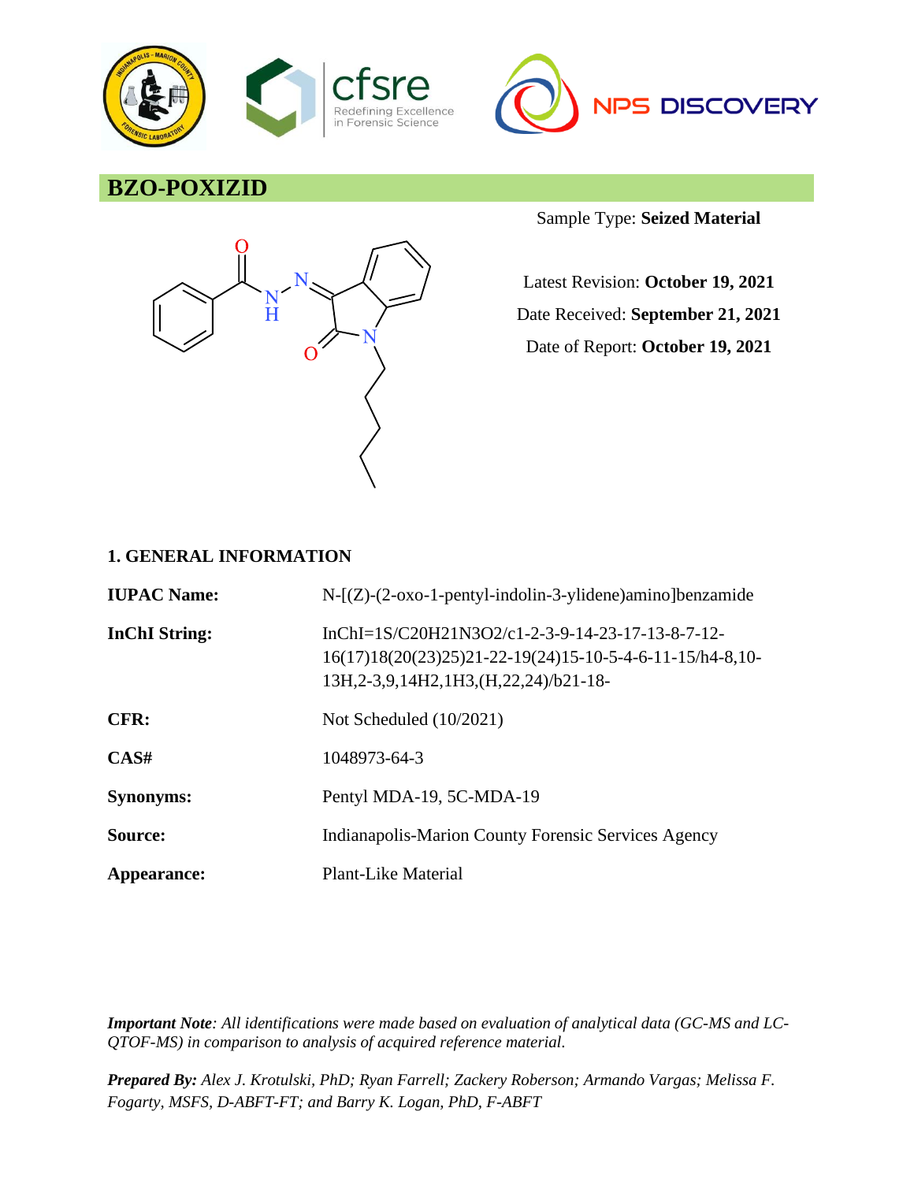# BZO-POXIZID

Sample Type: **Seized Material**

Latest Revision: **October 19, 2021**

Date Received: **September 21, 2021**

Date of Report: **October 19, 2021**

## 1. GENERAL INFORMATION

| | |
|---|---|
| **IUPAC Name:** | N-[(Z)-(2-oxo-1-pentyl-indolin-3-ylidene)amino]benzamide |
| **InChI String:** | InChI=1S/C20H21N3O2/c1-2-3-9-14-23-17-13-8-7-12-16(17)18(20(23)25)21-22-19(24)15-10-5-4-6-11-15/h4-8,10-13H,2-3,9,14H2,1H3,(H,22,24)/b21-18- |
| **CFR:** | Not Scheduled (10/2021) |
| **CAS#** | 1048973-64-3 |
| **Synonyms:** | Pentyl MDA-19, 5C-MDA-19 |
| **Source:** | Indianapolis-Marion County Forensic Services Agency |
| **Appearance:** | Plant-Like Material |

***Important Note**: All identifications were made based on evaluation of analytical data (GC-MS and LC-QTOF-MS) in comparison to analysis of acquired reference material.*

***Prepared By:** Alex J. Krotulski, PhD; Ryan Farrell; Zackery Roberson; Armando Vargas; Melissa F. Fogarty, MSFS, D-ABFT-FT; and Barry K. Logan, PhD, F-ABFT*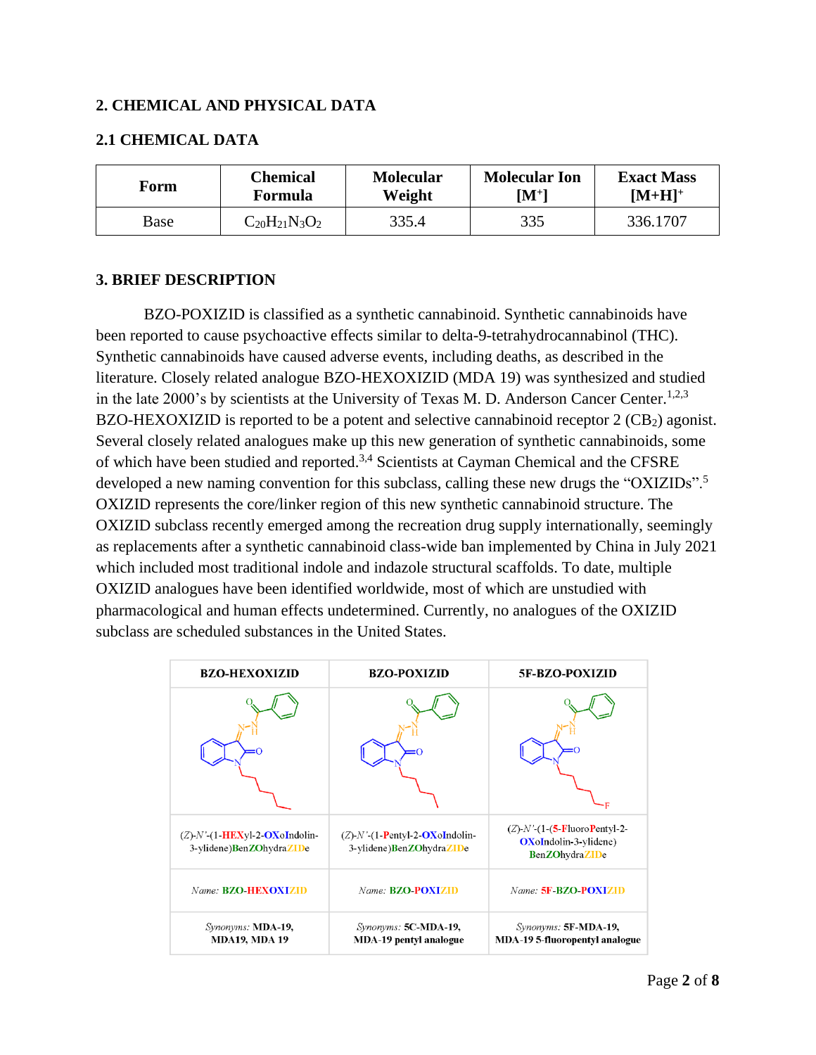## 2. CHEMICAL AND PHYSICAL DATA

### 2.1 CHEMICAL DATA

| Form | Chemical Formula | Molecular Weight | Molecular Ion $[M^+]$ | Exact Mass $[M+H]^+$ |
|---|---|---|---|---|
| Base | $C_{20}H_{21}N_3O_2$ | 335.4 | 335 | 336.1707 |

## 3. BRIEF DESCRIPTION

BZO-POXIZID is classified as a synthetic cannabinoid. Synthetic cannabinoids have been reported to cause psychoactive effects similar to delta-9-tetrahydrocannabinol (THC). Synthetic cannabinoids have caused adverse events, including deaths, as described in the literature. Closely related analogue BZO-HEXOXIZID (MDA 19) was synthesized and studied in the late 2000's by scientists at the University of Texas M. D. Anderson Cancer Center.[1,2,3] BZO-HEXOXIZID is reported to be a potent and selective cannabinoid receptor 2 ($CB_2$) agonist. Several closely related analogues make up this new generation of synthetic cannabinoids, some of which have been studied and reported.[3,4] Scientists at Cayman Chemical and the CFSRE developed a new naming convention for this subclass, calling these new drugs the "OXIZIDs".[5] OXIZID represents the core/linker region of this new synthetic cannabinoid structure. The OXIZID subclass recently emerged among the recreation drug supply internationally, seemingly as replacements after a synthetic cannabinoid class-wide ban implemented by China in July 2021 which included most traditional indole and indazole structural scaffolds. To date, multiple OXIZID analogues have been identified worldwide, most of which are unstudied with pharmacological and human effects undetermined. Currently, no analogues of the OXIZID subclass are scheduled substances in the United States.

| BZO-HEXOXIZID | BZO-POXIZID | 5F-BZO-POXIZID |
|---|---|---|
| | | |
| (*Z*)-*N'*-(1-**HEX**yl-2-**OX**o**I**ndolin-3-ylidene)**B**en**ZO**hydra**ZID**e | (*Z*)-*N'*-(1-**P**entyl-2-**OX**o**I**ndolin-3-ylidene)**B**en**ZO**hydra**ZID**e | (*Z*)-*N'*-(1-(**5**-**F**luoro**P**entyl-2-**OX**o**I**ndolin-3-ylidene)**B**en**ZO**hydra**ZID**e |
| *Name:* **BZO-HEXOXIZID** | *Name:* **BZO-POXIZID** | *Name:* **5F-BZO-POXIZID** |
| *Synonyms:* **MDA-19, MDA19, MDA 19** | *Synonyms:* **5C-MDA-19, MDA-19 pentyl analogue** | *Synonyms:* **5F-MDA-19, MDA-19 5-fluoropentyl analogue** |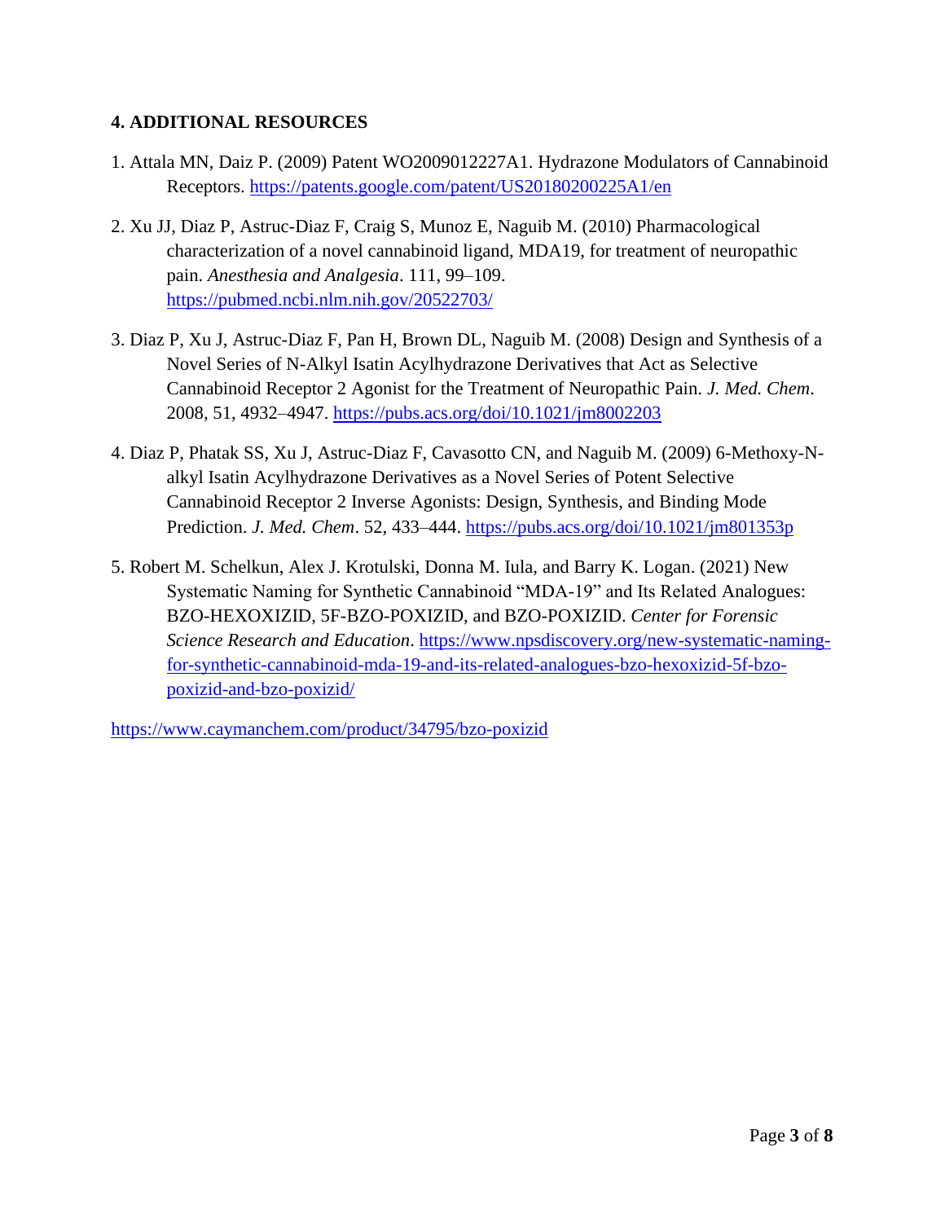## 4. ADDITIONAL RESOURCES

1. Attala MN, Daiz P. (2009) Patent WO2009012227A1. Hydrazone Modulators of Cannabinoid Receptors. https://patents.google.com/patent/US20180200225A1/en

2. Xu JJ, Diaz P, Astruc-Diaz F, Craig S, Munoz E, Naguib M. (2010) Pharmacological characterization of a novel cannabinoid ligand, MDA19, for treatment of neuropathic pain. *Anesthesia and Analgesia*. 111, 99–109. https://pubmed.ncbi.nlm.nih.gov/20522703/

3. Diaz P, Xu J, Astruc-Diaz F, Pan H, Brown DL, Naguib M. (2008) Design and Synthesis of a Novel Series of N-Alkyl Isatin Acylhydrazone Derivatives that Act as Selective Cannabinoid Receptor 2 Agonist for the Treatment of Neuropathic Pain. *J. Med. Chem*. 2008, 51, 4932–4947. https://pubs.acs.org/doi/10.1021/jm8002203

4. Diaz P, Phatak SS, Xu J, Astruc-Diaz F, Cavasotto CN, and Naguib M. (2009) 6-Methoxy-N-alkyl Isatin Acylhydrazone Derivatives as a Novel Series of Potent Selective Cannabinoid Receptor 2 Inverse Agonists: Design, Synthesis, and Binding Mode Prediction. *J. Med. Chem*. 52, 433–444. https://pubs.acs.org/doi/10.1021/jm801353p

5. Robert M. Schelkun, Alex J. Krotulski, Donna M. Iula, and Barry K. Logan. (2021) New Systematic Naming for Synthetic Cannabinoid "MDA-19" and Its Related Analogues: BZO-HEXOXIZID, 5F-BZO-POXIZID, and BZO-POXIZID. *Center for Forensic Science Research and Education*. https://www.npsdiscovery.org/new-systematic-naming-for-synthetic-cannabinoid-mda-19-and-its-related-analogues-bzo-hexoxizid-5f-bzo-poxizid-and-bzo-poxizid/

https://www.caymanchem.com/product/34795/bzo-poxizid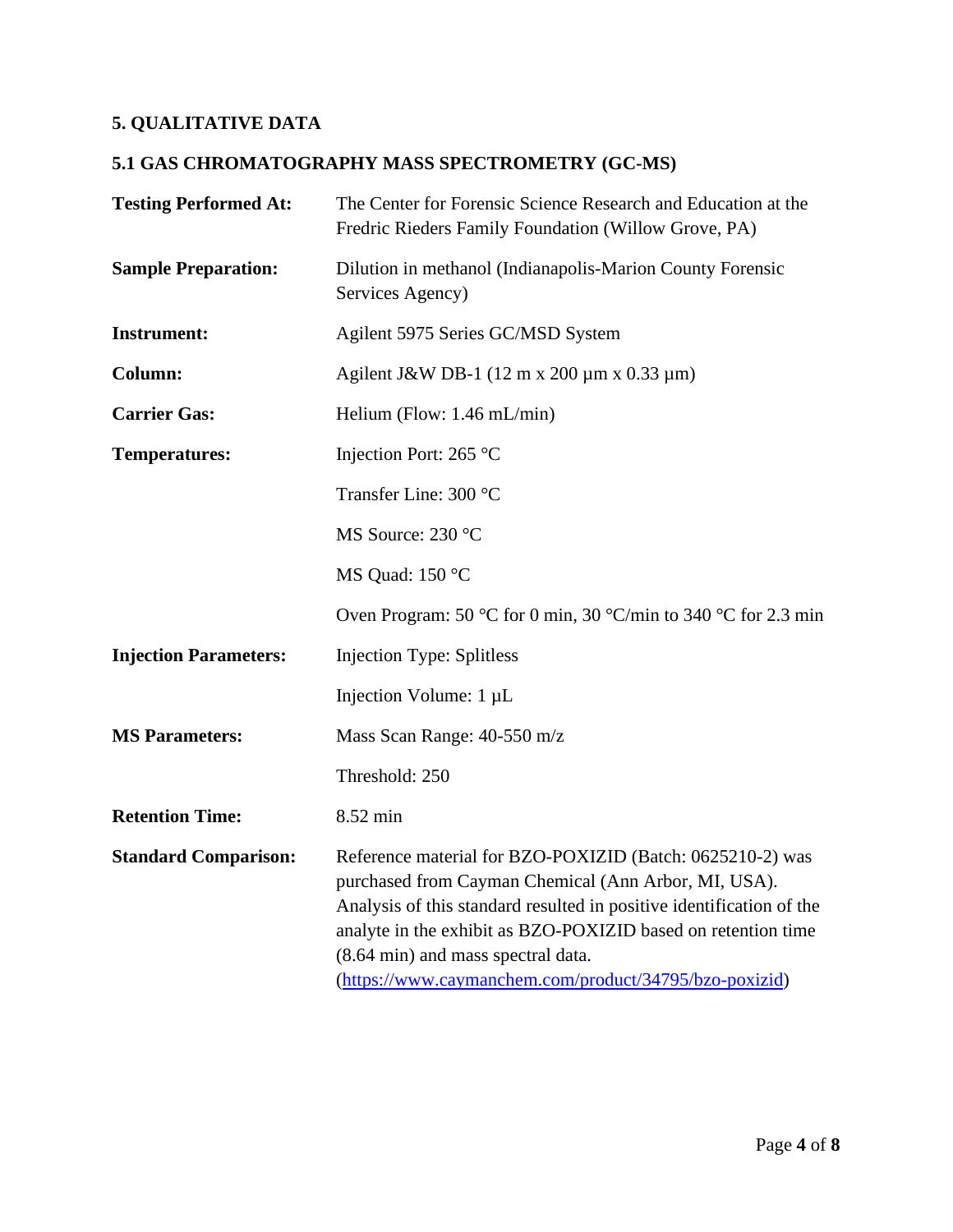## 5. QUALITATIVE DATA

### 5.1 GAS CHROMATOGRAPHY MASS SPECTROMETRY (GC-MS)

| | |
|---|---|
| **Testing Performed At:** | The Center for Forensic Science Research and Education at the Fredric Rieders Family Foundation (Willow Grove, PA) |
| **Sample Preparation:** | Dilution in methanol (Indianapolis-Marion County Forensic Services Agency) |
| **Instrument:** | Agilent 5975 Series GC/MSD System |
| **Column:** | Agilent J&W DB-1 (12 m x 200 µm x 0.33 µm) |
| **Carrier Gas:** | Helium (Flow: 1.46 mL/min) |
| **Temperatures:** | Injection Port: 265 °C |
| | Transfer Line: 300 °C |
| | MS Source: 230 °C |
| | MS Quad: 150 °C |
| | Oven Program: 50 °C for 0 min, 30 °C/min to 340 °C for 2.3 min |
| **Injection Parameters:** | Injection Type: Splitless |
| | Injection Volume: 1 µL |
| **MS Parameters:** | Mass Scan Range: 40-550 m/z |
| | Threshold: 250 |
| **Retention Time:** | 8.52 min |
| **Standard Comparison:** | Reference material for BZO-POXIZID (Batch: 0625210-2) was purchased from Cayman Chemical (Ann Arbor, MI, USA). Analysis of this standard resulted in positive identification of the analyte in the exhibit as BZO-POXIZID based on retention time (8.64 min) and mass spectral data. (https://www.caymanchem.com/product/34795/bzo-poxizid) |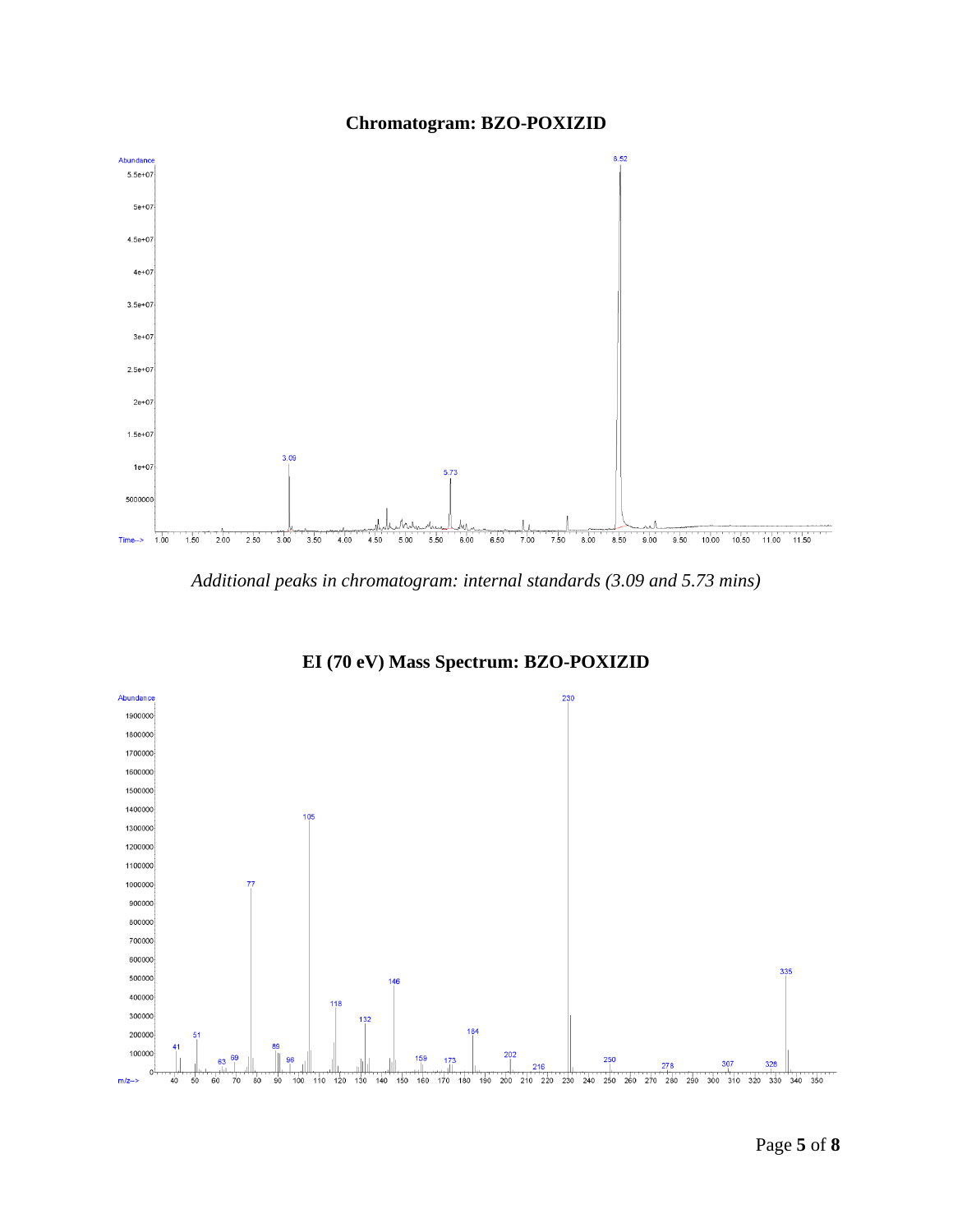## Chromatogram: BZO-POXIZID

*Additional peaks in chromatogram: internal standards (3.09 and 5.73 mins)*

## EI (70 eV) Mass Spectrum: BZO-POXIZID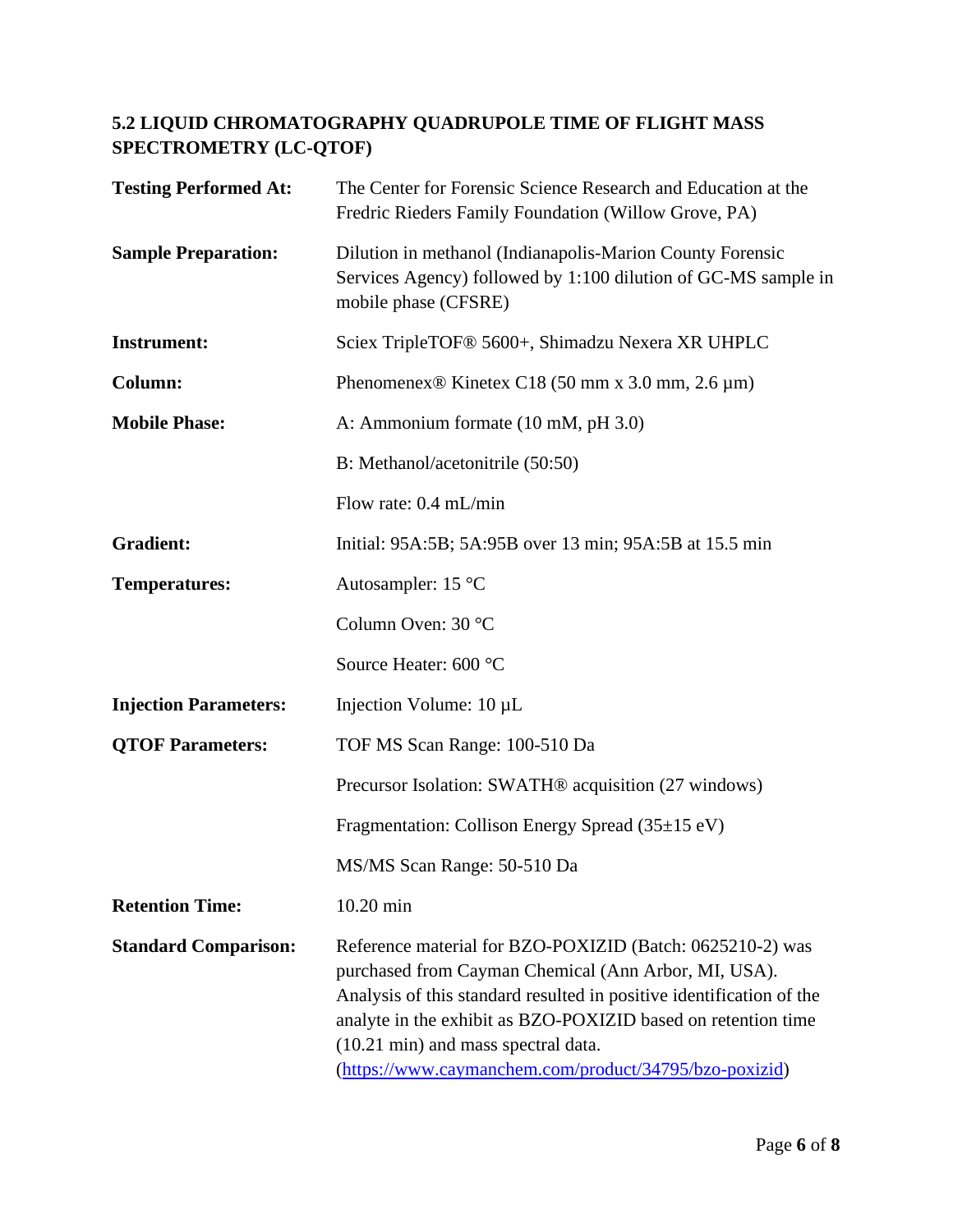## 5.2 LIQUID CHROMATOGRAPHY QUADRUPOLE TIME OF FLIGHT MASS SPECTROMETRY (LC-QTOF)

| | |
|---|---|
| **Testing Performed At:** | The Center for Forensic Science Research and Education at the Fredric Rieders Family Foundation (Willow Grove, PA) |
| **Sample Preparation:** | Dilution in methanol (Indianapolis-Marion County Forensic Services Agency) followed by 1:100 dilution of GC-MS sample in mobile phase (CFSRE) |
| **Instrument:** | Sciex TripleTOF® 5600+, Shimadzu Nexera XR UHPLC |
| **Column:** | Phenomenex® Kinetex C18 (50 mm x 3.0 mm, 2.6 µm) |
| **Mobile Phase:** | A: Ammonium formate (10 mM, pH 3.0) |
| | B: Methanol/acetonitrile (50:50) |
| | Flow rate: 0.4 mL/min |
| **Gradient:** | Initial: 95A:5B; 5A:95B over 13 min; 95A:5B at 15.5 min |
| **Temperatures:** | Autosampler: 15 °C |
| | Column Oven: 30 °C |
| | Source Heater: 600 °C |
| **Injection Parameters:** | Injection Volume: 10 µL |
| **QTOF Parameters:** | TOF MS Scan Range: 100-510 Da |
| | Precursor Isolation: SWATH® acquisition (27 windows) |
| | Fragmentation: Collison Energy Spread (35±15 eV) |
| | MS/MS Scan Range: 50-510 Da |
| **Retention Time:** | 10.20 min |
| **Standard Comparison:** | Reference material for BZO-POXIZID (Batch: 0625210-2) was purchased from Cayman Chemical (Ann Arbor, MI, USA). Analysis of this standard resulted in positive identification of the analyte in the exhibit as BZO-POXIZID based on retention time (10.21 min) and mass spectral data. (https://www.caymanchem.com/product/34795/bzo-poxizid) |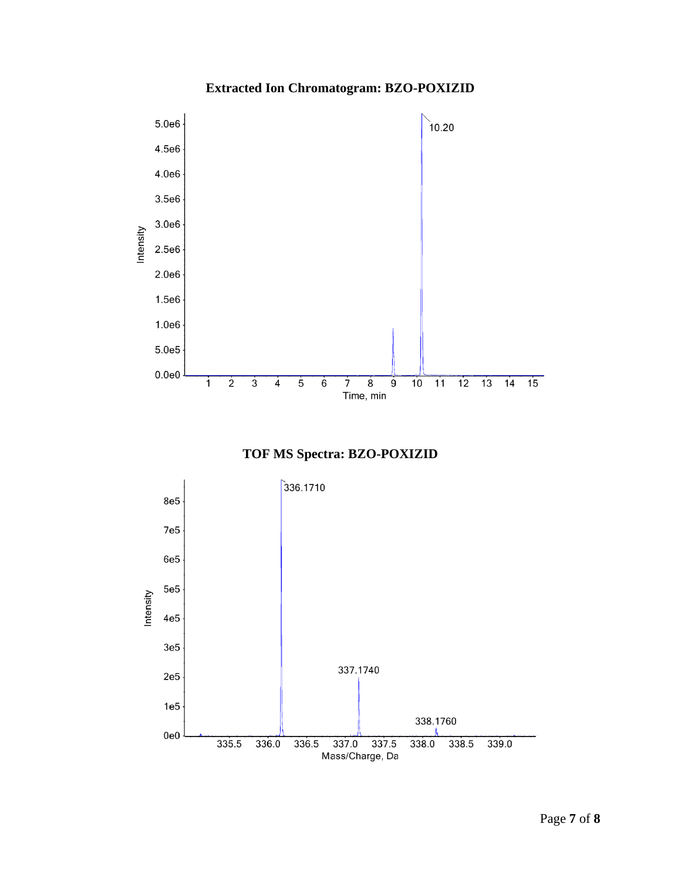**Extracted Ion Chromatogram: BZO-POXIZID**

**TOF MS Spectra: BZO-POXIZID**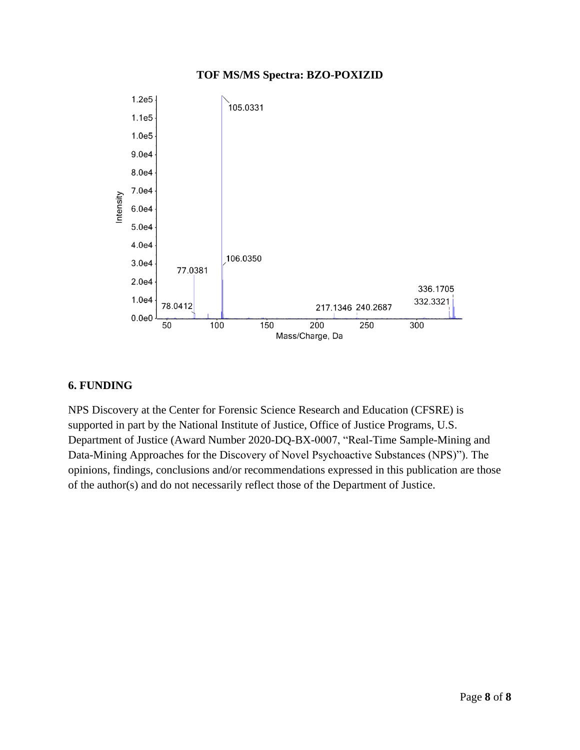**TOF MS/MS Spectra: BZO-POXIZID**

Intensity

1.2e5
1.1e5
1.0e5
9.0e4
8.0e4
7.0e4
6.0e4
5.0e4
4.0e4
3.0e4
2.0e4
1.0e4
0.0e0

105.0331
106.0350
77.0381
78.0412
217.1346
240.2687
332.3321
336.1705

50 100 150 200 250 300

Mass/Charge, Da

## 6. FUNDING

NPS Discovery at the Center for Forensic Science Research and Education (CFSRE) is supported in part by the National Institute of Justice, Office of Justice Programs, U.S. Department of Justice (Award Number 2020-DQ-BX-0007, "Real-Time Sample-Mining and Data-Mining Approaches for the Discovery of Novel Psychoactive Substances (NPS)"). The opinions, findings, conclusions and/or recommendations expressed in this publication are those of the author(s) and do not necessarily reflect those of the Department of Justice.